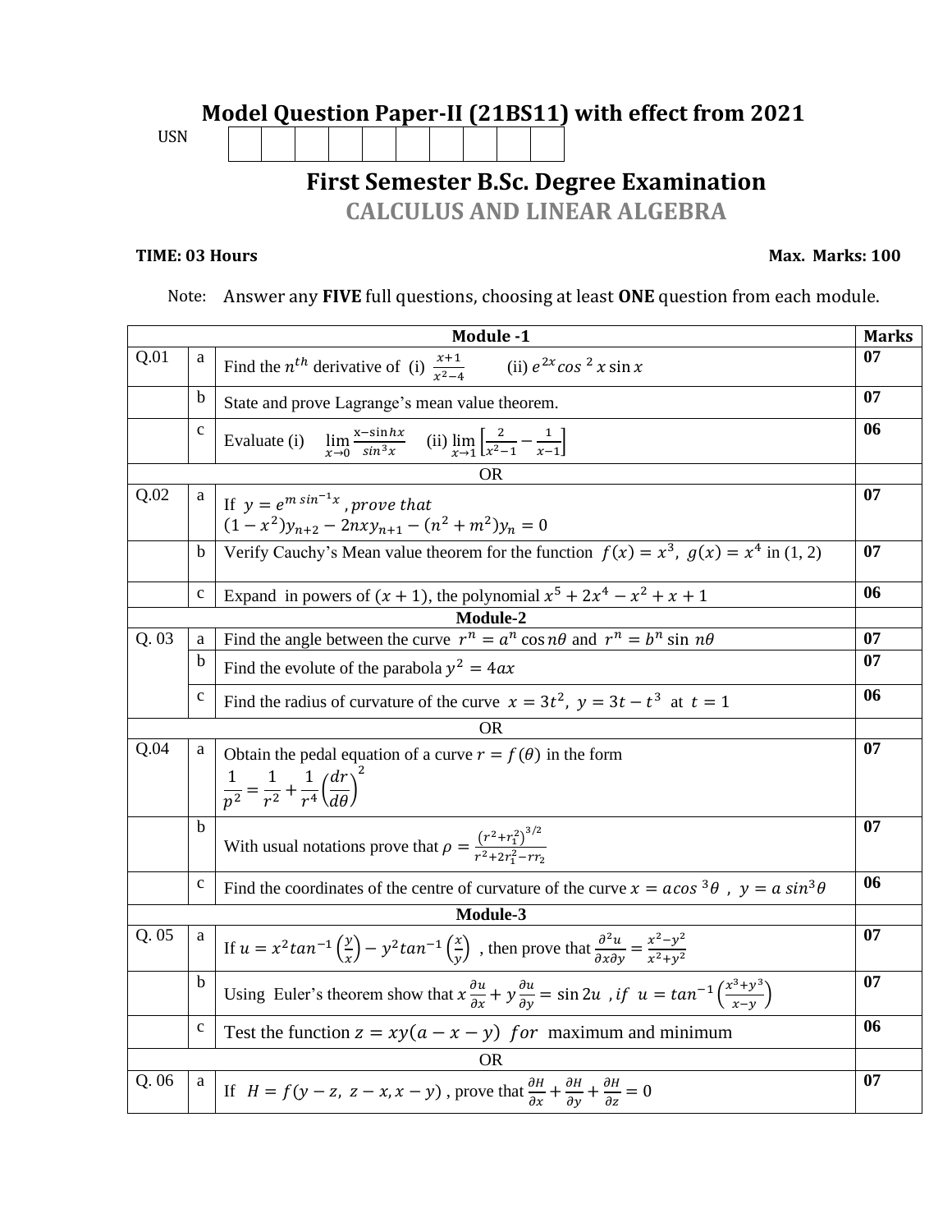# Model Question Paper-II (21BS11) with effect from 2021

USN | | | | | | | | | | |

## First Semester B.Sc. Degree Examination

## CALCULUS AND LINEAR ALGEBRA

**TIME: 03 Hours** **Max. Marks: 100**

Note: Answer any **FIVE** full questions, choosing at least **ONE** question from each module.

| | | **Module -1** | **Marks** |
|---|---|---|---|
| Q.01 | a | Find the $n^{th}$ derivative of (i) $\frac{x+1}{x^2-4}$ (ii) $e^{2x}\cos^2 x \sin x$ | **07** |
| | b | State and prove Lagrange's mean value theorem. | **07** |
| | c | Evaluate (i) $\lim_{x\to 0}\frac{x-\sin hx}{\sin^3 x}$ (ii) $\lim_{x\to 1}\left[\frac{2}{x^2-1}-\frac{1}{x-1}\right]$ | **06** |
| | | OR | |
| Q.02 | a | If $y = e^{m\sin^{-1}x}$, *prove that* $(1-x^2)y_{n+2} - 2nxy_{n+1} - (n^2+m^2)y_n = 0$ | **07** |
| | b | Verify Cauchy's Mean value theorem for the function $f(x) = x^3,\ g(x) = x^4$ in (1, 2) | **07** |
| | c | Expand in powers of $(x+1)$, the polynomial $x^5 + 2x^4 - x^2 + x + 1$ | **06** |
| | | **Module-2** | |
| Q. 03 | a | Find the angle between the curve $r^n = a^n\cos n\theta$ and $r^n = b^n \sin n\theta$ | **07** |
| | b | Find the evolute of the parabola $y^2 = 4ax$ | **07** |
| | c | Find the radius of curvature of the curve $x = 3t^2,\ y = 3t - t^3$ at $t = 1$ | **06** |
| | | OR | |
| Q.04 | a | Obtain the pedal equation of a curve $r = f(\theta)$ in the form $\frac{1}{p^2} = \frac{1}{r^2} + \frac{1}{r^4}\left(\frac{dr}{d\theta}\right)^2$ | **07** |
| | b | With usual notations prove that $\rho = \frac{(r^2+r_1^2)^{3/2}}{r^2+2r_1^2-rr_2}$ | **07** |
| | c | Find the coordinates of the centre of curvature of the curve $x = a\cos^3\theta\ ,\ y = a\sin^3\theta$ | **06** |
| | | **Module-3** | |
| Q. 05 | a | If $u = x^2\tan^{-1}\left(\frac{y}{x}\right) - y^2\tan^{-1}\left(\frac{x}{y}\right)$ , then prove that $\frac{\partial^2 u}{\partial x\partial y} = \frac{x^2-y^2}{x^2+y^2}$ | **07** |
| | b | Using Euler's theorem show that $x\frac{\partial u}{\partial x} + y\frac{\partial u}{\partial y} = \sin 2u\ ,if\ u = \tan^{-1}\left(\frac{x^3+y^3}{x-y}\right)$ | **07** |
| | c | Test the function $z = xy(a-x-y)\ for$ maximum and minimum | **06** |
| | | OR | |
| Q. 06 | a | If $H = f(y-z,\ z-x, x-y)$ , prove that $\frac{\partial H}{\partial x} + \frac{\partial H}{\partial y} + \frac{\partial H}{\partial z} = 0$ | **07** |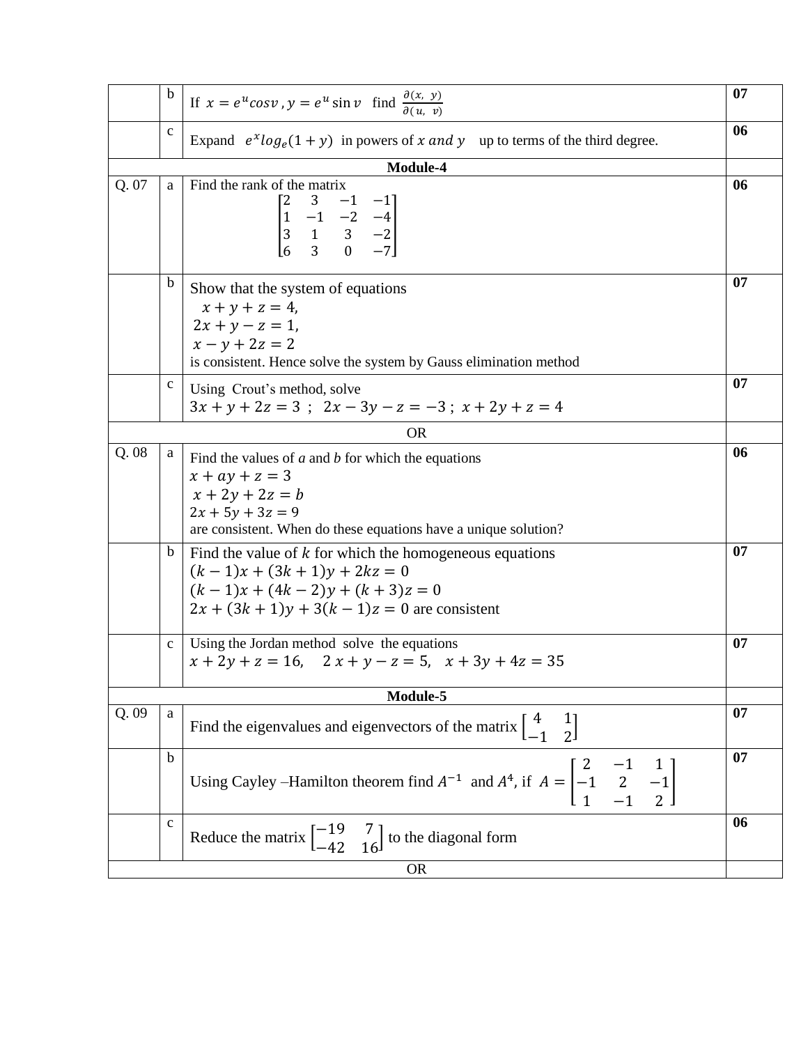| | | | |
|---|---|---|---|
| | b | If $x = e^u \cos v, y = e^u \sin v$ find $\frac{\partial(x, y)}{\partial(u, v)}$ | 07 |
| | c | Expand $e^x \log_e(1+y)$ in powers of $x$ and $y$ up to terms of the third degree. | 06 |
| **Module-4** | | | |
| Q. 07 | a | Find the rank of the matrix $\begin{bmatrix} 2 & 3 & -1 & -1 \\ 1 & -1 & -2 & -4 \\ 3 & 1 & 3 & -2 \\ 6 & 3 & 0 & -7 \end{bmatrix}$ | 06 |
| | b | Show that the system of equations $x + y + z = 4$, $2x + y - z = 1$, $x - y + 2z = 2$ is consistent. Hence solve the system by Gauss elimination method | 07 |
| | c | Using Crout's method, solve $3x + y + 2z = 3$ ; $2x - 3y - z = -3$ ; $x + 2y + z = 4$ | 07 |
| OR | | | |
| Q. 08 | a | Find the values of *a* and *b* for which the equations $x + ay + z = 3$, $x + 2y + 2z = b$, $2x + 5y + 3z = 9$ are consistent. When do these equations have a unique solution? | 06 |
| | b | Find the value of $k$ for which the homogeneous equations $(k-1)x + (3k+1)y + 2kz = 0$, $(k-1)x + (4k-2)y + (k+3)z = 0$, $2x + (3k+1)y + 3(k-1)z = 0$ are consistent | 07 |
| | c | Using the Jordan method solve the equations $x + 2y + z = 16$, $2x + y - z = 5$, $x + 3y + 4z = 35$ | 07 |
| **Module-5** | | | |
| Q. 09 | a | Find the eigenvalues and eigenvectors of the matrix $\begin{bmatrix} 4 & 1 \\ -1 & 2 \end{bmatrix}$ | 07 |
| | b | Using Cayley –Hamilton theorem find $A^{-1}$ and $A^4$, if $A = \begin{bmatrix} 2 & -1 & 1 \\ -1 & 2 & -1 \\ 1 & -1 & 2 \end{bmatrix}$ | 07 |
| | c | Reduce the matrix $\begin{bmatrix} -19 & 7 \\ -42 & 16 \end{bmatrix}$ to the diagonal form | 06 |
| OR | | | |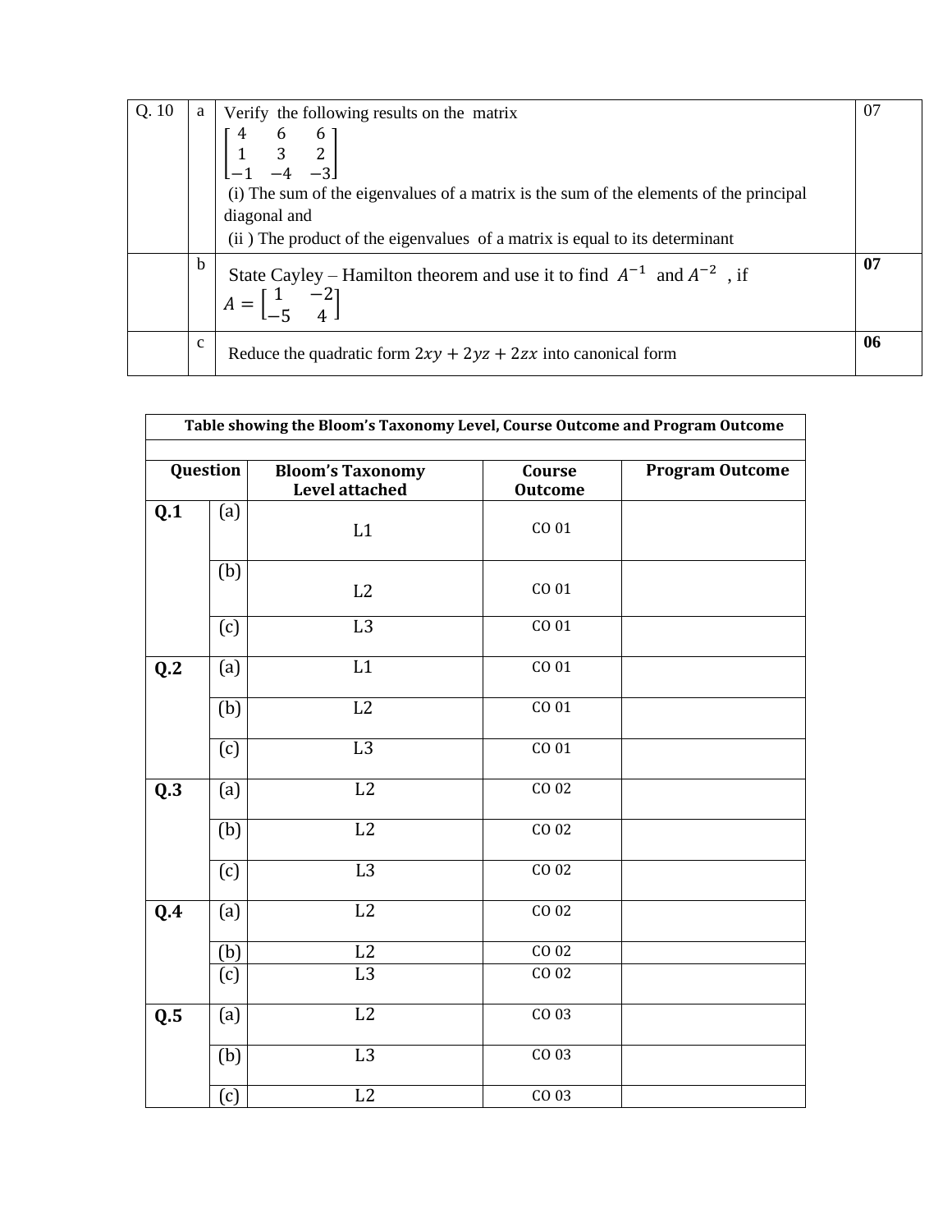| | | | |
|---|---|---|---|
| Q. 10 | a | Verify the following results on the matrix $\begin{bmatrix} 4 & 6 & 6 \\ 1 & 3 & 2 \\ -1 & -4 & -3 \end{bmatrix}$ (i) The sum of the eigenvalues of a matrix is the sum of the elements of the principal diagonal and (ii ) The product of the eigenvalues of a matrix is equal to its determinant | 07 |
| | b | State Cayley – Hamilton theorem and use it to find $A^{-1}$ and $A^{-2}$ , if $A = \begin{bmatrix} 1 & -2 \\ -5 & 4 \end{bmatrix}$ | **07** |
| | c | Reduce the quadratic form $2xy + 2yz + 2zx$ into canonical form | **06** |

**Table showing the Bloom's Taxonomy Level, Course Outcome and Program Outcome**

| Question | | Bloom's Taxonomy Level attached | Course Outcome | Program Outcome |
|---|---|---|---|---|
| **Q.1** | (a) | L1 | CO 01 | |
| | (b) | L2 | CO 01 | |
| | (c) | L3 | CO 01 | |
| **Q.2** | (a) | L1 | CO 01 | |
| | (b) | L2 | CO 01 | |
| | (c) | L3 | CO 01 | |
| **Q.3** | (a) | L2 | CO 02 | |
| | (b) | L2 | CO 02 | |
| | (c) | L3 | CO 02 | |
| **Q.4** | (a) | L2 | CO 02 | |
| | (b) | L2 | CO 02 | |
| | (c) | L3 | CO 02 | |
| **Q.5** | (a) | L2 | CO 03 | |
| | (b) | L3 | CO 03 | |
| | (c) | L2 | CO 03 | |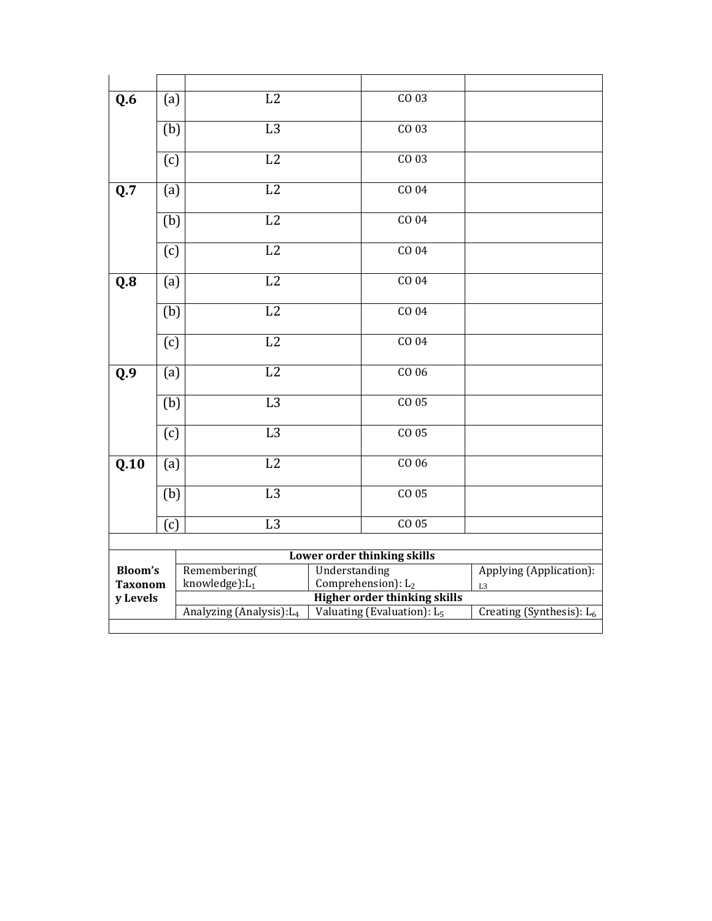| | | | | |
|---|---|---|---|---|
| | | | | |
| **Q.6** | (a) | L2 | CO 03 | |
| | (b) | L3 | CO 03 | |
| | (c) | L2 | CO 03 | |
| **Q.7** | (a) | L2 | CO 04 | |
| | (b) | L2 | CO 04 | |
| | (c) | L2 | CO 04 | |
| **Q.8** | (a) | L2 | CO 04 | |
| | (b) | L2 | CO 04 | |
| | (c) | L2 | CO 04 | |
| **Q.9** | (a) | L2 | CO 06 | |
| | (b) | L3 | CO 05 | |
| | (c) | L3 | CO 05 | |
| **Q.10** | (a) | L2 | CO 06 | |
| | (b) | L3 | CO 05 | |
| | (c) | L3 | CO 05 | |

| | | | |
|---|---|---|---|
| **Bloom's Taxonomy Levels** | **Lower order thinking skills** | | |
| | Remembering( knowledge):$L_1$ | Understanding Comprehension): $L_2$ | Applying (Application): L3 |
| | **Higher order thinking skills** | | |
| | Analyzing (Analysis):$L_4$ | Valuating (Evaluation): $L_5$ | Creating (Synthesis): $L_6$ |